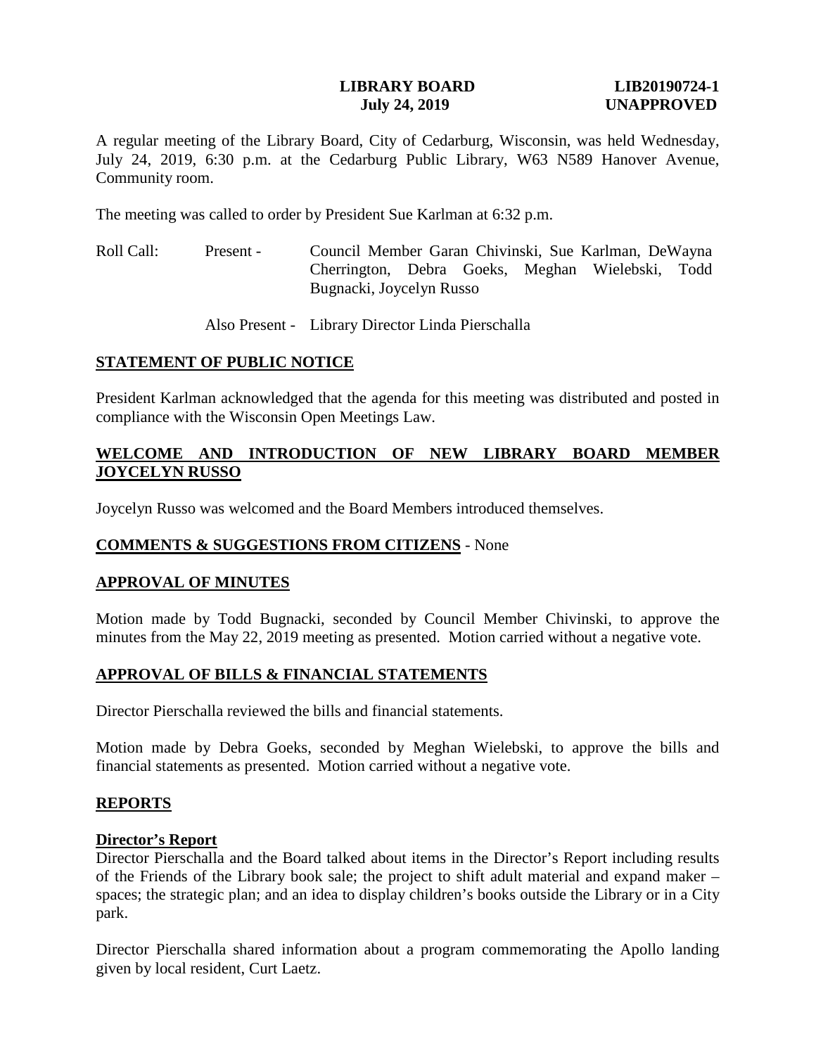**LIBRARY BOARD** **LIB20190724-1**
**July 24, 2019** **UNAPPROVED**

A regular meeting of the Library Board, City of Cedarburg, Wisconsin, was held Wednesday, July 24, 2019, 6:30 p.m. at the Cedarburg Public Library, W63 N589 Hanover Avenue, Community room.

The meeting was called to order by President Sue Karlman at 6:32 p.m.

Roll Call: Present - Council Member Garan Chivinski, Sue Karlman, DeWayna Cherrington, Debra Goeks, Meghan Wielebski, Todd Bugnacki, Joycelyn Russo

Also Present - Library Director Linda Pierschalla

## STATEMENT OF PUBLIC NOTICE

President Karlman acknowledged that the agenda for this meeting was distributed and posted in compliance with the Wisconsin Open Meetings Law.

## WELCOME AND INTRODUCTION OF NEW LIBRARY BOARD MEMBER JOYCELYN RUSSO

Joycelyn Russo was welcomed and the Board Members introduced themselves.

## COMMENTS & SUGGESTIONS FROM CITIZENS - None

## APPROVAL OF MINUTES

Motion made by Todd Bugnacki, seconded by Council Member Chivinski, to approve the minutes from the May 22, 2019 meeting as presented. Motion carried without a negative vote.

## APPROVAL OF BILLS & FINANCIAL STATEMENTS

Director Pierschalla reviewed the bills and financial statements.

Motion made by Debra Goeks, seconded by Meghan Wielebski, to approve the bills and financial statements as presented. Motion carried without a negative vote.

## REPORTS

### Director's Report

Director Pierschalla and the Board talked about items in the Director's Report including results of the Friends of the Library book sale; the project to shift adult material and expand maker – spaces; the strategic plan; and an idea to display children's books outside the Library or in a City park.

Director Pierschalla shared information about a program commemorating the Apollo landing given by local resident, Curt Laetz.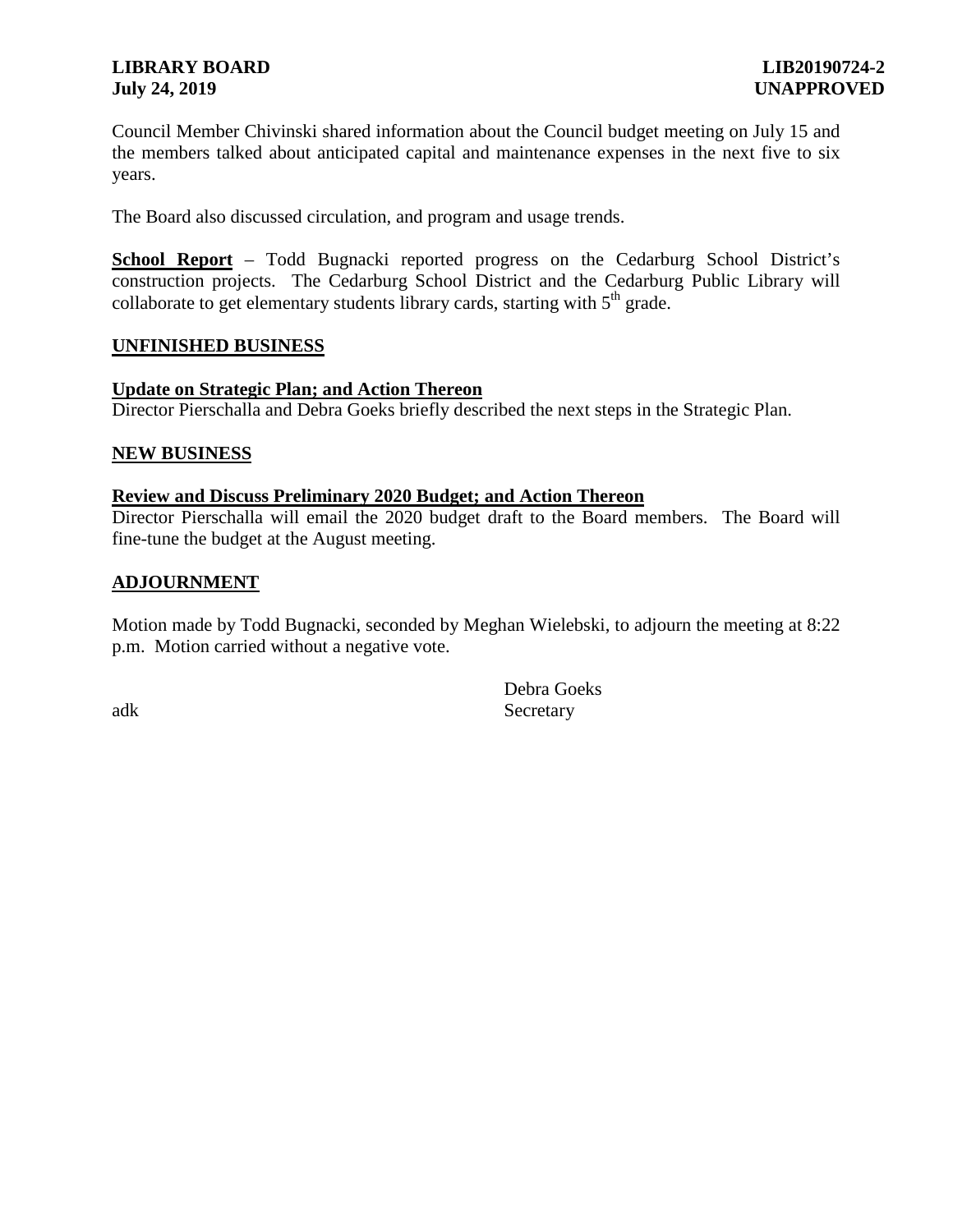Council Member Chivinski shared information about the Council budget meeting on July 15 and the members talked about anticipated capital and maintenance expenses in the next five to six years.

The Board also discussed circulation, and program and usage trends.

**School Report** – Todd Bugnacki reported progress on the Cedarburg School District's construction projects. The Cedarburg School District and the Cedarburg Public Library will collaborate to get elementary students library cards, starting with 5th grade.

## UNFINISHED BUSINESS

### Update on Strategic Plan; and Action Thereon

Director Pierschalla and Debra Goeks briefly described the next steps in the Strategic Plan.

## NEW BUSINESS

### Review and Discuss Preliminary 2020 Budget; and Action Thereon

Director Pierschalla will email the 2020 budget draft to the Board members. The Board will fine-tune the budget at the August meeting.

## ADJOURNMENT

Motion made by Todd Bugnacki, seconded by Meghan Wielebski, to adjourn the meeting at 8:22 p.m. Motion carried without a negative vote.

Debra Goeks
Secretary

adk